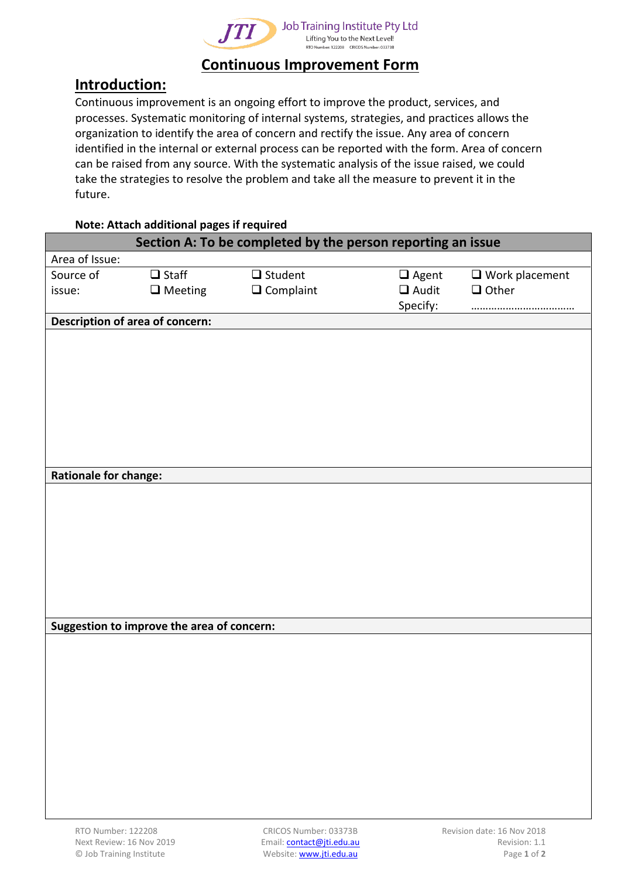Job Training Institute Pty Ltd
Lifting You to the Next Level!
RTO Number: 122208 CRICOS Number: 03373B

# Continuous Improvement Form

## Introduction:

Continuous improvement is an ongoing effort to improve the product, services, and processes. Systematic monitoring of internal systems, strategies, and practices allows the organization to identify the area of concern and rectify the issue. Any area of concern identified in the internal or external process can be reported with the form. Area of concern can be raised from any source. With the systematic analysis of the issue raised, we could take the strategies to resolve the problem and take all the measure to prevent it in the future.

**Note: Attach additional pages if required**

| **Section A: To be completed by the person reporting an issue** | | | | |
|---|---|---|---|---|
| Area of Issue: | | | | |
| Source of issue: | ❑ Staff<br>❑ Meeting | ❑ Student<br>❑ Complaint | ❑ Agent<br>❑ Audit<br>Specify: | ❑ Work placement<br>❑ Other<br>……………………………… |
| **Description of area of concern:** | | | | |
| | | | | |
| **Rationale for change:** | | | | |
| | | | | |
| **Suggestion to improve the area of concern:** | | | | |
| | | | | |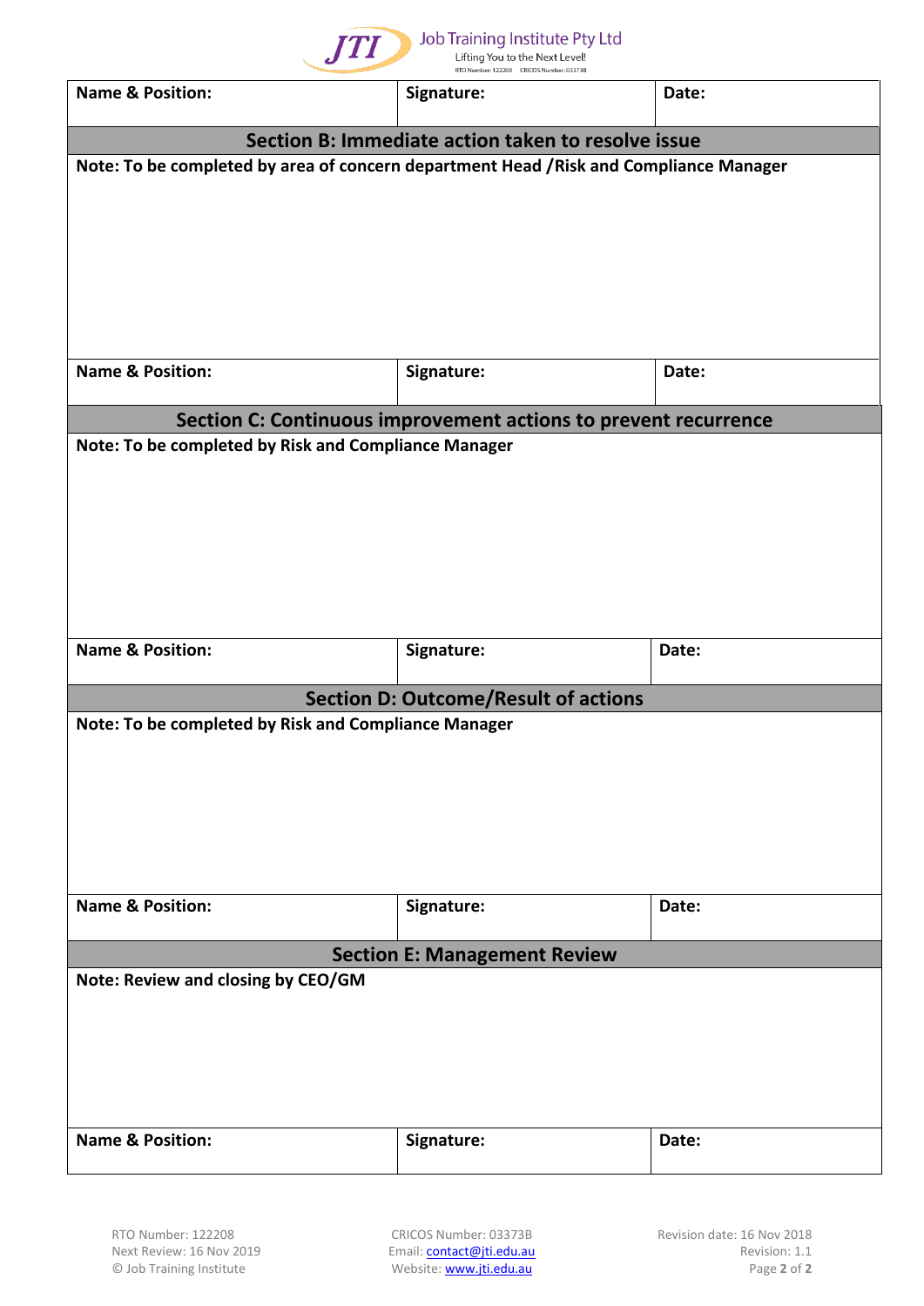| Name & Position: | Signature: | Date: |
|---|---|---|

## Section B: Immediate action taken to resolve issue

**Note: To be completed by area of concern department Head /Risk and Compliance Manager**

| Name & Position: | Signature: | Date: |
|---|---|---|

## Section C: Continuous improvement actions to prevent recurrence

**Note: To be completed by Risk and Compliance Manager**

| Name & Position: | Signature: | Date: |
|---|---|---|

## Section D: Outcome/Result of actions

**Note: To be completed by Risk and Compliance Manager**

| Name & Position: | Signature: | Date: |
|---|---|---|

## Section E: Management Review

**Note: Review and closing by CEO/GM**

| Name & Position: | Signature: | Date: |
|---|---|---|